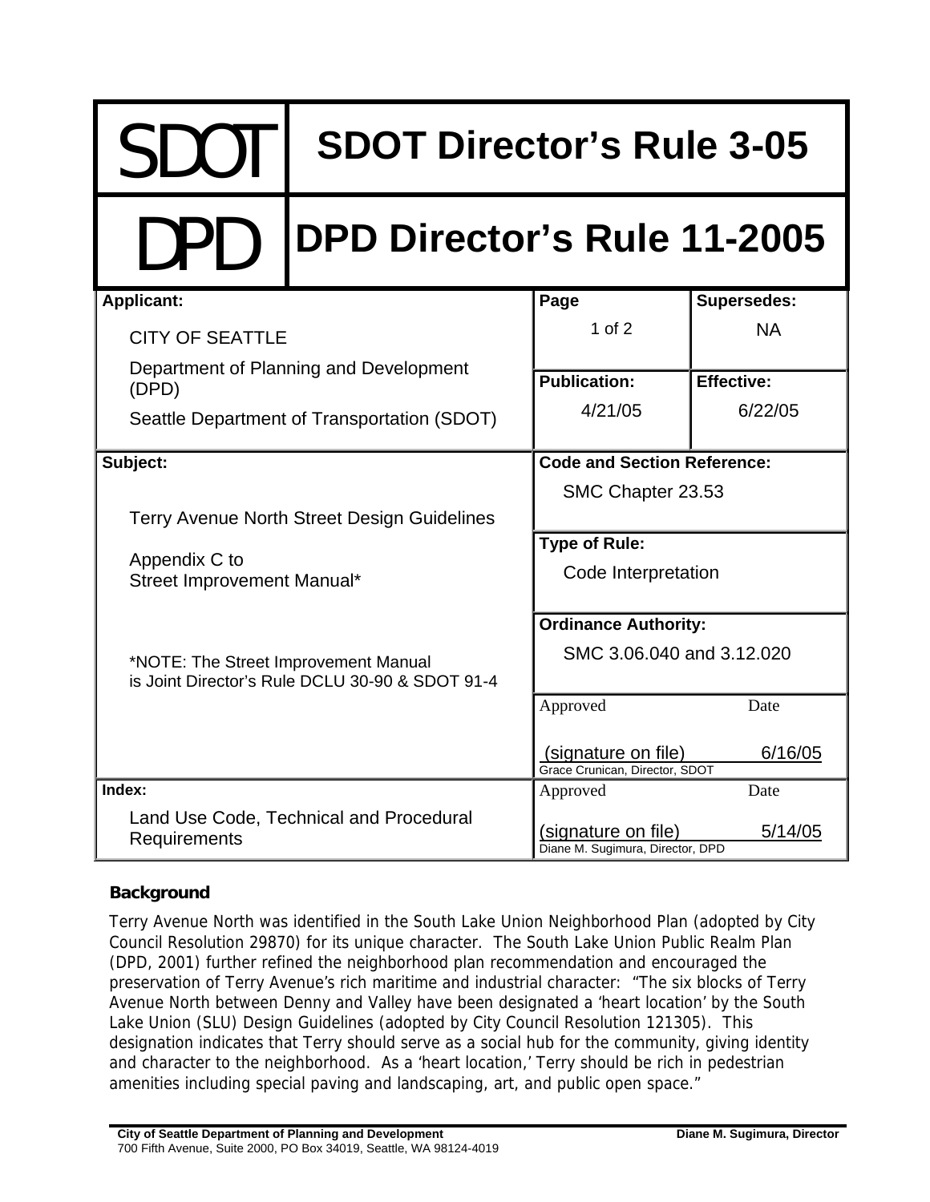| SDOT | SDOT Director's Rule 3-05 | | |
|---|---|---|---|
| **DPD** | **DPD Director's Rule 11-2005** | | |
| **Applicant:**<br>CITY OF SEATTLE<br>Department of Planning and Development (DPD)<br>Seattle Department of Transportation (SDOT) | | **Page**<br>1 of 2<br><br>**Publication:**<br>4/21/05 | **Supersedes:**<br>NA<br><br>**Effective:**<br>6/22/05 |
| **Subject:**<br>Terry Avenue North Street Design Guidelines<br><br>Appendix C to<br>Street Improvement Manual*<br><br>*NOTE: The Street Improvement Manual is Joint Director's Rule DCLU 30-90 & SDOT 91-4 | | **Code and Section Reference:**<br>SMC Chapter 23.53<br><br>**Type of Rule:**<br>Code Interpretation<br><br>**Ordinance Authority:**<br>SMC 3.06.040 and 3.12.020<br><br>Approved: (signature on file)<br>Grace Crunican, Director, SDOT | <br><br><br><br><br><br><br><br>Date: 6/16/05 |
| **Index:**<br>Land Use Code, Technical and Procedural Requirements | | Approved: (signature on file)<br>Diane M. Sugimura, Director, DPD | Date: 5/14/05 |

**Background**

Terry Avenue North was identified in the South Lake Union Neighborhood Plan (adopted by City Council Resolution 29870) for its unique character. The South Lake Union Public Realm Plan (DPD, 2001) further refined the neighborhood plan recommendation and encouraged the preservation of Terry Avenue's rich maritime and industrial character: "The six blocks of Terry Avenue North between Denny and Valley have been designated a 'heart location' by the South Lake Union (SLU) Design Guidelines (adopted by City Council Resolution 121305). This designation indicates that Terry should serve as a social hub for the community, giving identity and character to the neighborhood. As a 'heart location,' Terry should be rich in pedestrian amenities including special paving and landscaping, art, and public open space."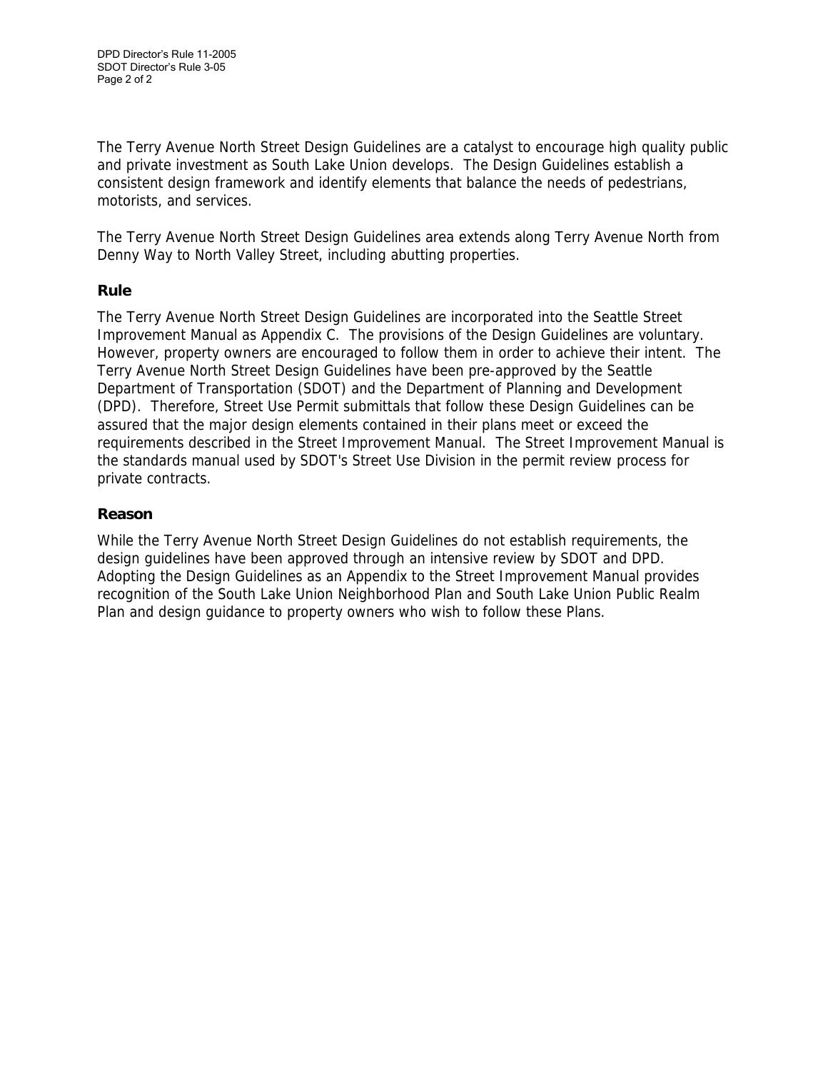The Terry Avenue North Street Design Guidelines are a catalyst to encourage high quality public and private investment as South Lake Union develops. The Design Guidelines establish a consistent design framework and identify elements that balance the needs of pedestrians, motorists, and services.

The Terry Avenue North Street Design Guidelines area extends along Terry Avenue North from Denny Way to North Valley Street, including abutting properties.

## Rule

The Terry Avenue North Street Design Guidelines are incorporated into the Seattle Street Improvement Manual as Appendix C. The provisions of the Design Guidelines are voluntary. However, property owners are encouraged to follow them in order to achieve their intent. The Terry Avenue North Street Design Guidelines have been pre-approved by the Seattle Department of Transportation (SDOT) and the Department of Planning and Development (DPD). Therefore, Street Use Permit submittals that follow these Design Guidelines can be assured that the major design elements contained in their plans meet or exceed the requirements described in the Street Improvement Manual. The Street Improvement Manual is the standards manual used by SDOT's Street Use Division in the permit review process for private contracts.

## Reason

While the Terry Avenue North Street Design Guidelines do not establish requirements, the design guidelines have been approved through an intensive review by SDOT and DPD. Adopting the Design Guidelines as an Appendix to the Street Improvement Manual provides recognition of the South Lake Union Neighborhood Plan and South Lake Union Public Realm Plan and design guidance to property owners who wish to follow these Plans.